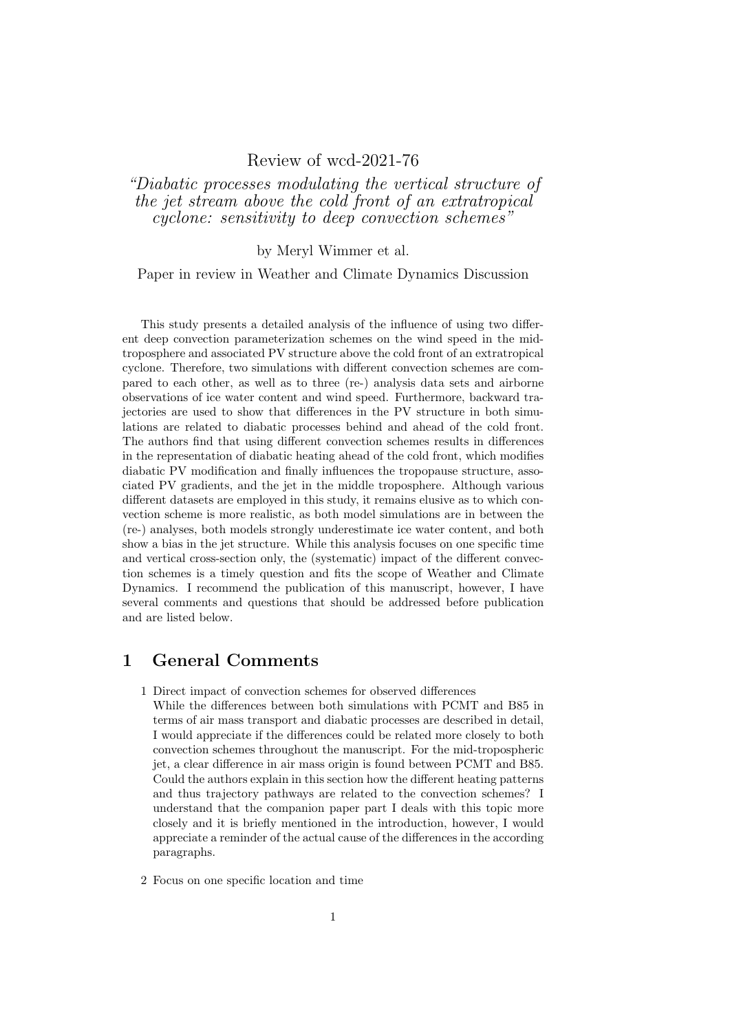# Review of wcd-2021-76

## *"Diabatic processes modulating the vertical structure of the jet stream above the cold front of an extratropical cyclone: sensitivity to deep convection schemes"*

by Meryl Wimmer et al.

Paper in review in Weather and Climate Dynamics Discussion

This study presents a detailed analysis of the influence of using two different deep convection parameterization schemes on the wind speed in the mid-troposphere and associated PV structure above the cold front of an extratropical cyclone. Therefore, two simulations with different convection schemes are compared to each other, as well as to three (re-) analysis data sets and airborne observations of ice water content and wind speed. Furthermore, backward trajectories are used to show that differences in the PV structure in both simulations are related to diabatic processes behind and ahead of the cold front. The authors find that using different convection schemes results in differences in the representation of diabatic heating ahead of the cold front, which modifies diabatic PV modification and finally influences the tropopause structure, associated PV gradients, and the jet in the middle troposphere. Although various different datasets are employed in this study, it remains elusive as to which convection scheme is more realistic, as both model simulations are in between the (re-) analyses, both models strongly underestimate ice water content, and both show a bias in the jet structure. While this analysis focuses on one specific time and vertical cross-section only, the (systematic) impact of the different convection schemes is a timely question and fits the scope of Weather and Climate Dynamics. I recommend the publication of this manuscript, however, I have several comments and questions that should be addressed before publication and are listed below.

## 1 General Comments

1. Direct impact of convection schemes for observed differences
   While the differences between both simulations with PCMT and B85 in terms of air mass transport and diabatic processes are described in detail, I would appreciate if the differences could be related more closely to both convection schemes throughout the manuscript. For the mid-tropospheric jet, a clear difference in air mass origin is found between PCMT and B85. Could the authors explain in this section how the different heating patterns and thus trajectory pathways are related to the convection schemes? I understand that the companion paper part I deals with this topic more closely and it is briefly mentioned in the introduction, however, I would appreciate a reminder of the actual cause of the differences in the according paragraphs.

2. Focus on one specific location and time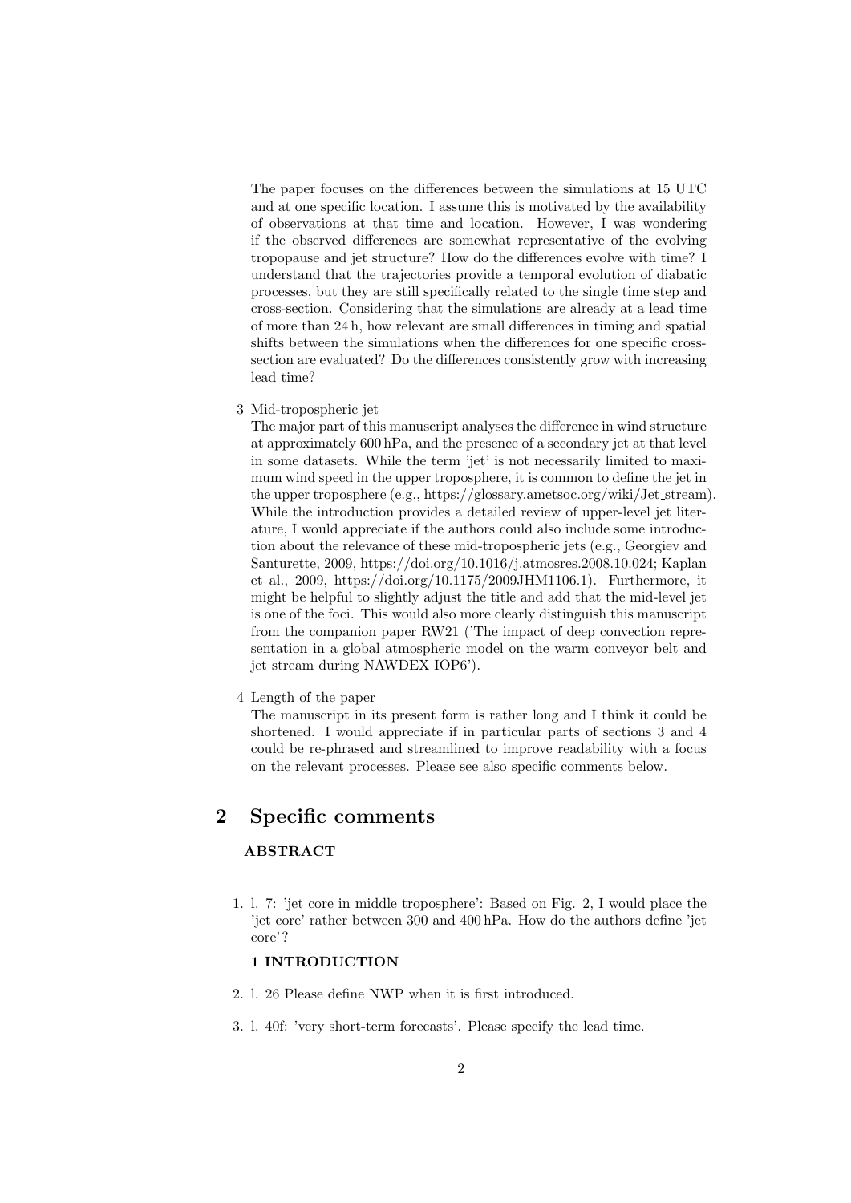The paper focuses on the differences between the simulations at 15 UTC and at one specific location. I assume this is motivated by the availability of observations at that time and location. However, I was wondering if the observed differences are somewhat representative of the evolving tropopause and jet structure? How do the differences evolve with time? I understand that the trajectories provide a temporal evolution of diabatic processes, but they are still specifically related to the single time step and cross-section. Considering that the simulations are already at a lead time of more than 24 h, how relevant are small differences in timing and spatial shifts between the simulations when the differences for one specific cross-section are evaluated? Do the differences consistently grow with increasing lead time?

3 Mid-tropospheric jet

The major part of this manuscript analyses the difference in wind structure at approximately 600 hPa, and the presence of a secondary jet at that level in some datasets. While the term 'jet' is not necessarily limited to maximum wind speed in the upper troposphere, it is common to define the jet in the upper troposphere (e.g., https://glossary.ametsoc.org/wiki/Jet_stream). While the introduction provides a detailed review of upper-level jet literature, I would appreciate if the authors could also include some introduction about the relevance of these mid-tropospheric jets (e.g., Georgiev and Santurette, 2009, https://doi.org/10.1016/j.atmosres.2008.10.024; Kaplan et al., 2009, https://doi.org/10.1175/2009JHM1106.1). Furthermore, it might be helpful to slightly adjust the title and add that the mid-level jet is one of the foci. This would also more clearly distinguish this manuscript from the companion paper RW21 ('The impact of deep convection representation in a global atmospheric model on the warm conveyor belt and jet stream during NAWDEX IOP6').

4 Length of the paper

The manuscript in its present form is rather long and I think it could be shortened. I would appreciate if in particular parts of sections 3 and 4 could be re-phrased and streamlined to improve readability with a focus on the relevant processes. Please see also specific comments below.

## 2 Specific comments

### ABSTRACT

1. l. 7: 'jet core in middle troposphere': Based on Fig. 2, I would place the 'jet core' rather between 300 and 400 hPa. How do the authors define 'jet core'?

### 1 INTRODUCTION

2. l. 26 Please define NWP when it is first introduced.

3. l. 40f: 'very short-term forecasts'. Please specify the lead time.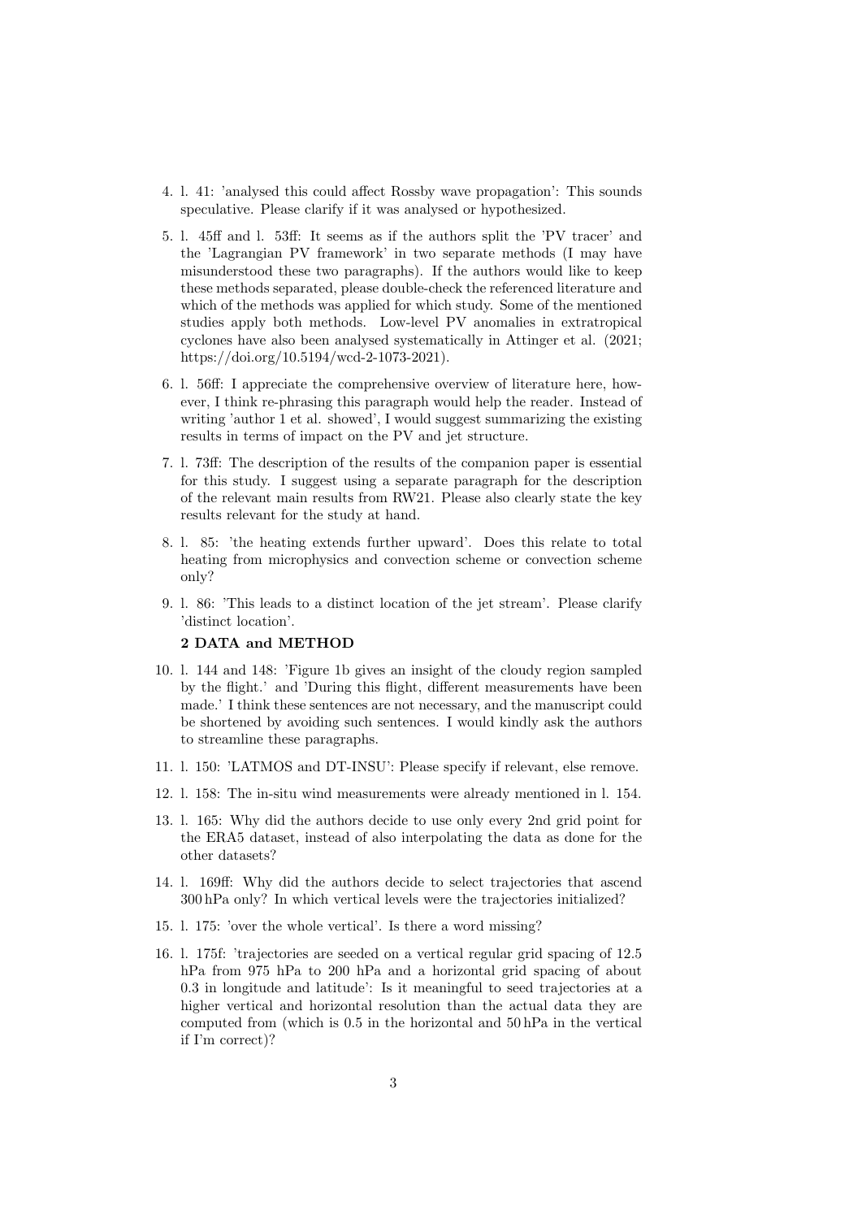4. l. 41: 'analysed this could affect Rossby wave propagation': This sounds speculative. Please clarify if it was analysed or hypothesized.
5. l. 45ff and l. 53ff: It seems as if the authors split the 'PV tracer' and the 'Lagrangian PV framework' in two separate methods (I may have misunderstood these two paragraphs). If the authors would like to keep these methods separated, please double-check the referenced literature and which of the methods was applied for which study. Some of the mentioned studies apply both methods. Low-level PV anomalies in extratropical cyclones have also been analysed systematically in Attinger et al. (2021; https://doi.org/10.5194/wcd-2-1073-2021).
6. l. 56ff: I appreciate the comprehensive overview of literature here, however, I think re-phrasing this paragraph would help the reader. Instead of writing 'author 1 et al. showed', I would suggest summarizing the existing results in terms of impact on the PV and jet structure.
7. l. 73ff: The description of the results of the companion paper is essential for this study. I suggest using a separate paragraph for the description of the relevant main results from RW21. Please also clearly state the key results relevant for the study at hand.
8. l. 85: 'the heating extends further upward'. Does this relate to total heating from microphysics and convection scheme or convection scheme only?
9. l. 86: 'This leads to a distinct location of the jet stream'. Please clarify 'distinct location'.

**2 DATA and METHOD**

10. l. 144 and 148: 'Figure 1b gives an insight of the cloudy region sampled by the flight.' and 'During this flight, different measurements have been made.' I think these sentences are not necessary, and the manuscript could be shortened by avoiding such sentences. I would kindly ask the authors to streamline these paragraphs.
11. l. 150: 'LATMOS and DT-INSU': Please specify if relevant, else remove.
12. l. 158: The in-situ wind measurements were already mentioned in l. 154.
13. l. 165: Why did the authors decide to use only every 2nd grid point for the ERA5 dataset, instead of also interpolating the data as done for the other datasets?
14. l. 169ff: Why did the authors decide to select trajectories that ascend 300 hPa only? In which vertical levels were the trajectories initialized?
15. l. 175: 'over the whole vertical'. Is there a word missing?
16. l. 175f: 'trajectories are seeded on a vertical regular grid spacing of 12.5 hPa from 975 hPa to 200 hPa and a horizontal grid spacing of about 0.3 in longitude and latitude': Is it meaningful to seed trajectories at a higher vertical and horizontal resolution than the actual data they are computed from (which is 0.5 in the horizontal and 50 hPa in the vertical if I'm correct)?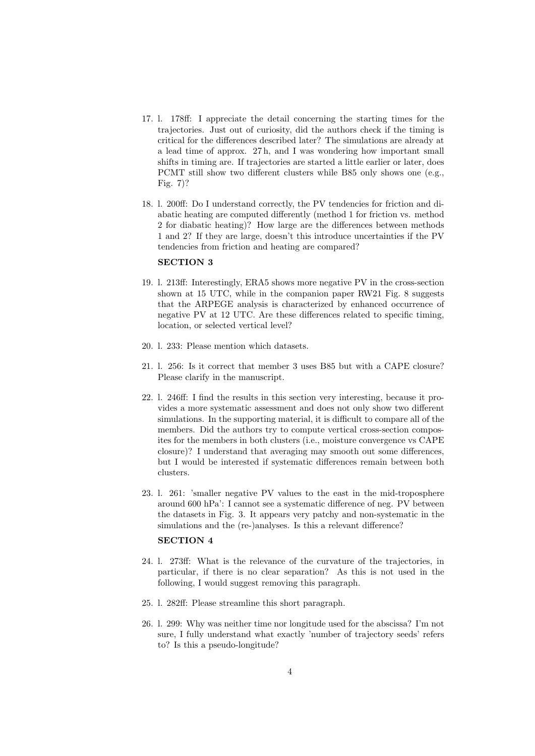17. l. 178ff: I appreciate the detail concerning the starting times for the trajectories. Just out of curiosity, did the authors check if the timing is critical for the differences described later? The simulations are already at a lead time of approx. 27 h, and I was wondering how important small shifts in timing are. If trajectories are started a little earlier or later, does PCMT still show two different clusters while B85 only shows one (e.g., Fig. 7)?

18. l. 200ff: Do I understand correctly, the PV tendencies for friction and diabatic heating are computed differently (method 1 for friction vs. method 2 for diabatic heating)? How large are the differences between methods 1 and 2? If they are large, doesn't this introduce uncertainties if the PV tendencies from friction and heating are compared?

**SECTION 3**

19. l. 213ff: Interestingly, ERA5 shows more negative PV in the cross-section shown at 15 UTC, while in the companion paper RW21 Fig. 8 suggests that the ARPEGE analysis is characterized by enhanced occurrence of negative PV at 12 UTC. Are these differences related to specific timing, location, or selected vertical level?

20. l. 233: Please mention which datasets.

21. l. 256: Is it correct that member 3 uses B85 but with a CAPE closure? Please clarify in the manuscript.

22. l. 246ff: I find the results in this section very interesting, because it provides a more systematic assessment and does not only show two different simulations. In the supporting material, it is difficult to compare all of the members. Did the authors try to compute vertical cross-section composites for the members in both clusters (i.e., moisture convergence vs CAPE closure)? I understand that averaging may smooth out some differences, but I would be interested if systematic differences remain between both clusters.

23. l. 261: 'smaller negative PV values to the east in the mid-troposphere around 600 hPa': I cannot see a systematic difference of neg. PV between the datasets in Fig. 3. It appears very patchy and non-systematic in the simulations and the (re-)analyses. Is this a relevant difference?

**SECTION 4**

24. l. 273ff: What is the relevance of the curvature of the trajectories, in particular, if there is no clear separation? As this is not used in the following, I would suggest removing this paragraph.

25. l. 282ff: Please streamline this short paragraph.

26. l. 299: Why was neither time nor longitude used for the abscissa? I'm not sure, I fully understand what exactly 'number of trajectory seeds' refers to? Is this a pseudo-longitude?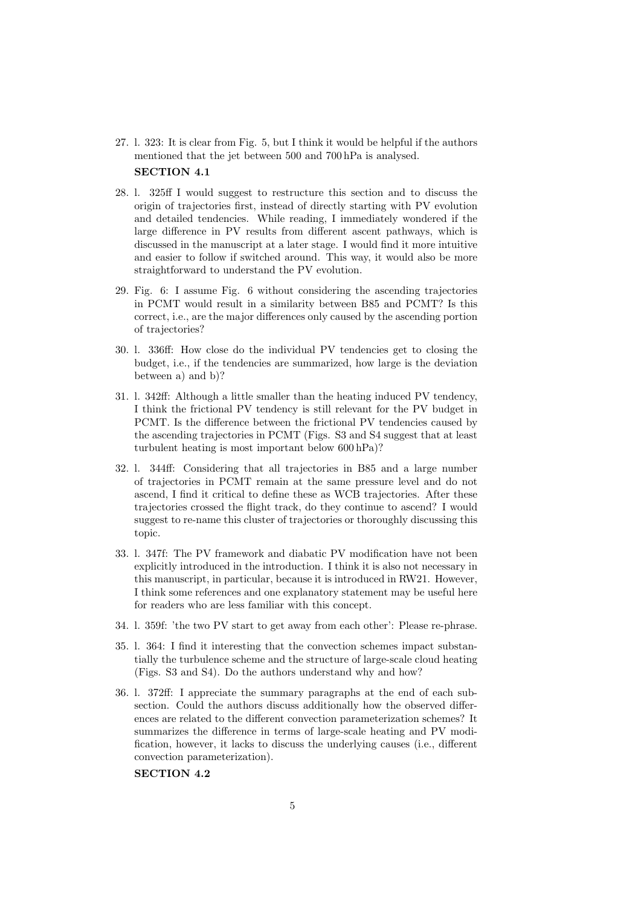27. l. 323: It is clear from Fig. 5, but I think it would be helpful if the authors mentioned that the jet between 500 and 700 hPa is analysed.

**SECTION 4.1**

28. l. 325ff I would suggest to restructure this section and to discuss the origin of trajectories first, instead of directly starting with PV evolution and detailed tendencies. While reading, I immediately wondered if the large difference in PV results from different ascent pathways, which is discussed in the manuscript at a later stage. I would find it more intuitive and easier to follow if switched around. This way, it would also be more straightforward to understand the PV evolution.

29. Fig. 6: I assume Fig. 6 without considering the ascending trajectories in PCMT would result in a similarity between B85 and PCMT? Is this correct, i.e., are the major differences only caused by the ascending portion of trajectories?

30. l. 336ff: How close do the individual PV tendencies get to closing the budget, i.e., if the tendencies are summarized, how large is the deviation between a) and b)?

31. l. 342ff: Although a little smaller than the heating induced PV tendency, I think the frictional PV tendency is still relevant for the PV budget in PCMT. Is the difference between the frictional PV tendencies caused by the ascending trajectories in PCMT (Figs. S3 and S4 suggest that at least turbulent heating is most important below 600 hPa)?

32. l. 344ff: Considering that all trajectories in B85 and a large number of trajectories in PCMT remain at the same pressure level and do not ascend, I find it critical to define these as WCB trajectories. After these trajectories crossed the flight track, do they continue to ascend? I would suggest to re-name this cluster of trajectories or thoroughly discussing this topic.

33. l. 347f: The PV framework and diabatic PV modification have not been explicitly introduced in the introduction. I think it is also not necessary in this manuscript, in particular, because it is introduced in RW21. However, I think some references and one explanatory statement may be useful here for readers who are less familiar with this concept.

34. l. 359f: 'the two PV start to get away from each other': Please re-phrase.

35. l. 364: I find it interesting that the convection schemes impact substantially the turbulence scheme and the structure of large-scale cloud heating (Figs. S3 and S4). Do the authors understand why and how?

36. l. 372ff: I appreciate the summary paragraphs at the end of each subsection. Could the authors discuss additionally how the observed differences are related to the different convection parameterization schemes? It summarizes the difference in terms of large-scale heating and PV modification, however, it lacks to discuss the underlying causes (i.e., different convection parameterization).

**SECTION 4.2**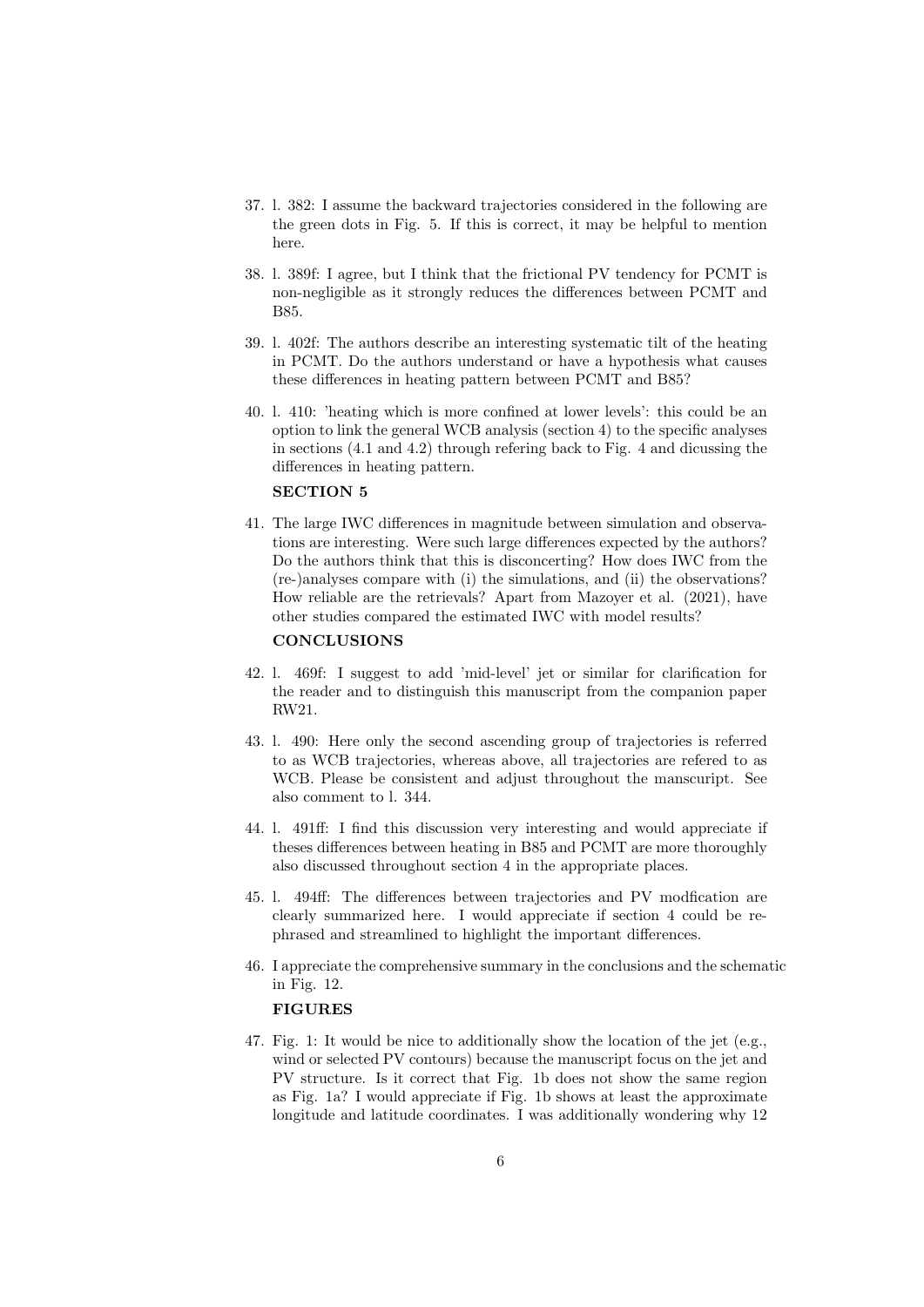37. l. 382: I assume the backward trajectories considered in the following are the green dots in Fig. 5. If this is correct, it may be helpful to mention here.

38. l. 389f: I agree, but I think that the frictional PV tendency for PCMT is non-negligible as it strongly reduces the differences between PCMT and B85.

39. l. 402f: The authors describe an interesting systematic tilt of the heating in PCMT. Do the authors understand or have a hypothesis what causes these differences in heating pattern between PCMT and B85?

40. l. 410: 'heating which is more confined at lower levels': this could be an option to link the general WCB analysis (section 4) to the specific analyses in sections (4.1 and 4.2) through refering back to Fig. 4 and dicussing the differences in heating pattern.

**SECTION 5**

41. The large IWC differences in magnitude between simulation and observations are interesting. Were such large differences expected by the authors? Do the authors think that this is disconcerting? How does IWC from the (re-)analyses compare with (i) the simulations, and (ii) the observations? How reliable are the retrievals? Apart from Mazoyer et al. (2021), have other studies compared the estimated IWC with model results?

**CONCLUSIONS**

42. l. 469f: I suggest to add 'mid-level' jet or similar for clarification for the reader and to distinguish this manuscript from the companion paper RW21.

43. l. 490: Here only the second ascending group of trajectories is referred to as WCB trajectories, whereas above, all trajectories are refered to as WCB. Please be consistent and adjust throughout the manscuript. See also comment to l. 344.

44. l. 491ff: I find this discussion very interesting and would appreciate if theses differences between heating in B85 and PCMT are more thoroughly also discussed throughout section 4 in the appropriate places.

45. l. 494ff: The differences between trajectories and PV modfication are clearly summarized here. I would appreciate if section 4 could be rephrased and streamlined to highlight the important differences.

46. I appreciate the comprehensive summary in the conclusions and the schematic in Fig. 12.

**FIGURES**

47. Fig. 1: It would be nice to additionally show the location of the jet (e.g., wind or selected PV contours) because the manuscript focus on the jet and PV structure. Is it correct that Fig. 1b does not show the same region as Fig. 1a? I would appreciate if Fig. 1b shows at least the approximate longitude and latitude coordinates. I was additionally wondering why 12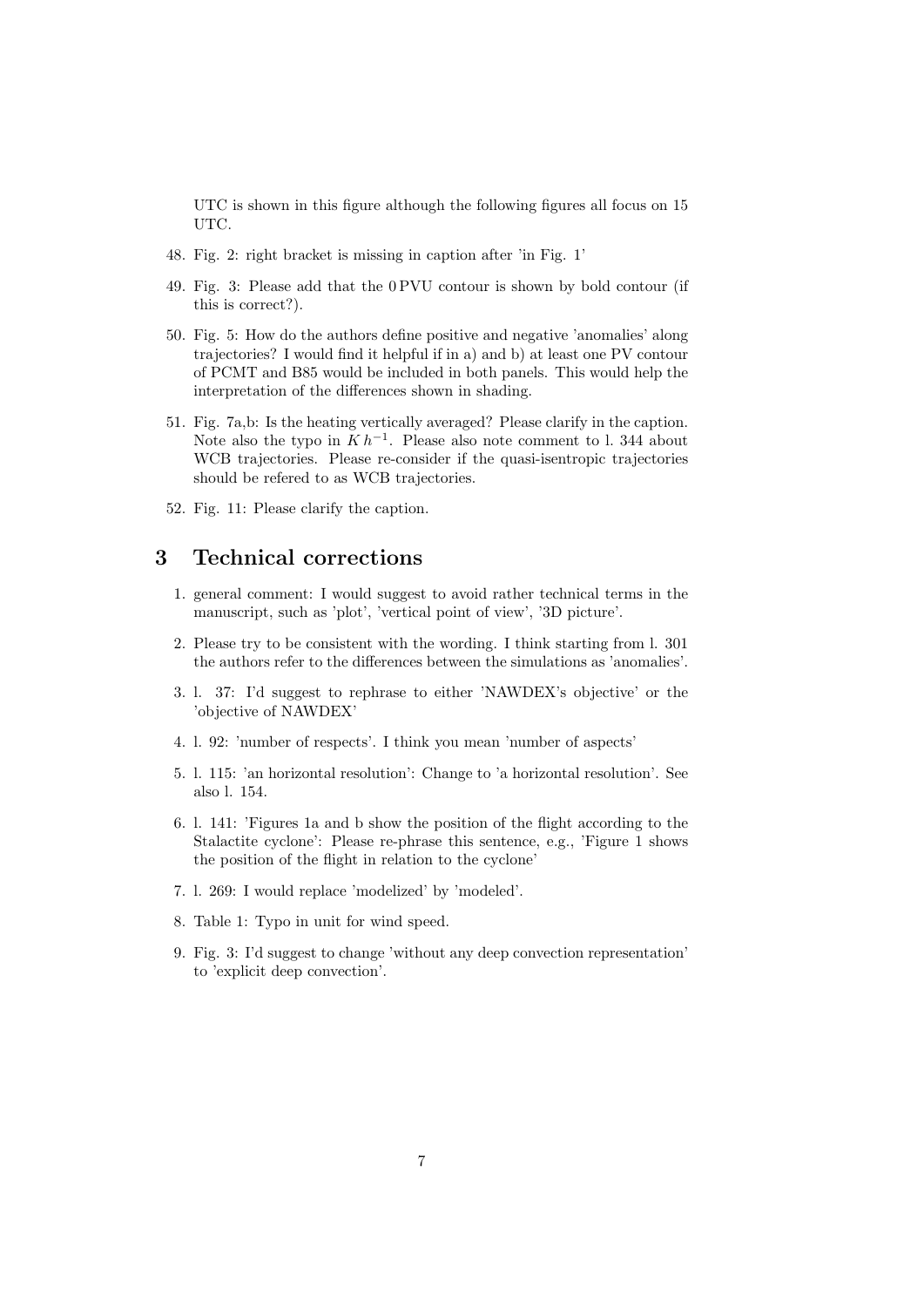UTC is shown in this figure although the following figures all focus on 15 UTC.

48. Fig. 2: right bracket is missing in caption after 'in Fig. 1'

49. Fig. 3: Please add that the 0 PVU contour is shown by bold contour (if this is correct?).

50. Fig. 5: How do the authors define positive and negative 'anomalies' along trajectories? I would find it helpful if in a) and b) at least one PV contour of PCMT and B85 would be included in both panels. This would help the interpretation of the differences shown in shading.

51. Fig. 7a,b: Is the heating vertically averaged? Please clarify in the caption. Note also the typo in $K\,h^{-1}$. Please also note comment to l. 344 about WCB trajectories. Please re-consider if the quasi-isentropic trajectories should be refered to as WCB trajectories.

52. Fig. 11: Please clarify the caption.

## 3 Technical corrections

1. general comment: I would suggest to avoid rather technical terms in the manuscript, such as 'plot', 'vertical point of view', '3D picture'.

2. Please try to be consistent with the wording. I think starting from l. 301 the authors refer to the differences between the simulations as 'anomalies'.

3. l. 37: I'd suggest to rephrase to either 'NAWDEX's objective' or the 'objective of NAWDEX'

4. l. 92: 'number of respects'. I think you mean 'number of aspects'

5. l. 115: 'an horizontal resolution': Change to 'a horizontal resolution'. See also l. 154.

6. l. 141: 'Figures 1a and b show the position of the flight according to the Stalactite cyclone': Please re-phrase this sentence, e.g., 'Figure 1 shows the position of the flight in relation to the cyclone'

7. l. 269: I would replace 'modelized' by 'modeled'.

8. Table 1: Typo in unit for wind speed.

9. Fig. 3: I'd suggest to change 'without any deep convection representation' to 'explicit deep convection'.